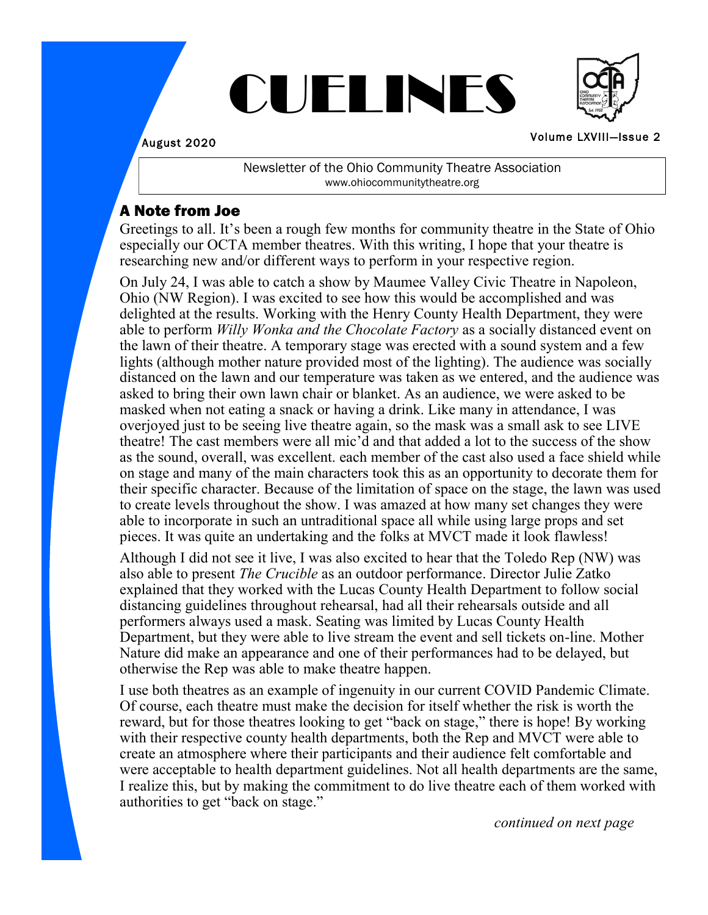# CUELINES

August 2020

Volume LXVIII—Issue 2

Newsletter of the Ohio Community Theatre Association
www.ohiocommunitytheatre.org

## A Note from Joe

Greetings to all. It's been a rough few months for community theatre in the State of Ohio especially our OCTA member theatres. With this writing, I hope that your theatre is researching new and/or different ways to perform in your respective region.

On July 24, I was able to catch a show by Maumee Valley Civic Theatre in Napoleon, Ohio (NW Region). I was excited to see how this would be accomplished and was delighted at the results. Working with the Henry County Health Department, they were able to perform *Willy Wonka and the Chocolate Factory* as a socially distanced event on the lawn of their theatre. A temporary stage was erected with a sound system and a few lights (although mother nature provided most of the lighting). The audience was socially distanced on the lawn and our temperature was taken as we entered, and the audience was asked to bring their own lawn chair or blanket. As an audience, we were asked to be masked when not eating a snack or having a drink. Like many in attendance, I was overjoyed just to be seeing live theatre again, so the mask was a small ask to see LIVE theatre! The cast members were all mic'd and that added a lot to the success of the show as the sound, overall, was excellent. each member of the cast also used a face shield while on stage and many of the main characters took this as an opportunity to decorate them for their specific character. Because of the limitation of space on the stage, the lawn was used to create levels throughout the show. I was amazed at how many set changes they were able to incorporate in such an untraditional space all while using large props and set pieces. It was quite an undertaking and the folks at MVCT made it look flawless!

Although I did not see it live, I was also excited to hear that the Toledo Rep (NW) was also able to present *The Crucible* as an outdoor performance. Director Julie Zatko explained that they worked with the Lucas County Health Department to follow social distancing guidelines throughout rehearsal, had all their rehearsals outside and all performers always used a mask. Seating was limited by Lucas County Health Department, but they were able to live stream the event and sell tickets on-line. Mother Nature did make an appearance and one of their performances had to be delayed, but otherwise the Rep was able to make theatre happen.

I use both theatres as an example of ingenuity in our current COVID Pandemic Climate. Of course, each theatre must make the decision for itself whether the risk is worth the reward, but for those theatres looking to get "back on stage," there is hope! By working with their respective county health departments, both the Rep and MVCT were able to create an atmosphere where their participants and their audience felt comfortable and were acceptable to health department guidelines. Not all health departments are the same, I realize this, but by making the commitment to do live theatre each of them worked with authorities to get "back on stage."

*continued on next page*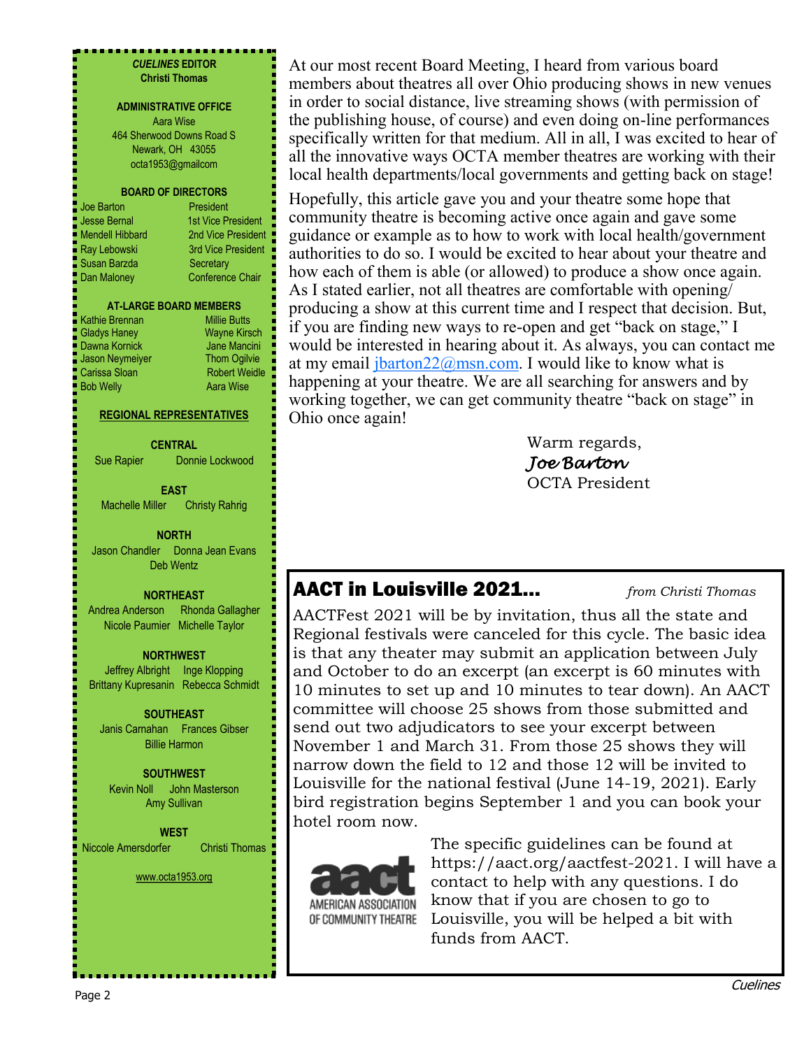***CUELINES* EDITOR**
**Christi Thomas**

**ADMINISTRATIVE OFFICE**
Aara Wise
464 Sherwood Downs Road S
Newark, OH 43055
octa1953@gmailcom

**BOARD OF DIRECTORS**

| | |
|---|---|
| Joe Barton | President |
| Jesse Bernal | 1st Vice President |
| Mendell Hibbard | 2nd Vice President |
| Ray Lebowski | 3rd Vice President |
| Susan Barzda | Secretary |
| Dan Maloney | Conference Chair |

**AT-LARGE BOARD MEMBERS**

| | |
|---|---|
| Kathie Brennan | Millie Butts |
| Gladys Haney | Wayne Kirsch |
| Dawna Kornick | Jane Mancini |
| Jason Neymeiyer | Thom Ogilvie |
| Carissa Sloan | Robert Weidle |
| Bob Welly | Aara Wise |

**REGIONAL REPRESENTATIVES**

**CENTRAL**
Sue Rapier Donnie Lockwood

**EAST**
Machelle Miller Christy Rahrig

**NORTH**
Jason Chandler Donna Jean Evans
Deb Wentz

**NORTHEAST**
Andrea Anderson Rhonda Gallagher
Nicole Paumier Michelle Taylor

**NORTHWEST**
Jeffrey Albright Inge Klopping
Brittany Kupresanin Rebecca Schmidt

**SOUTHEAST**
Janis Carnahan Frances Gibser
Billie Harmon

**SOUTHWEST**
Kevin Noll John Masterson
Amy Sullivan

**WEST**
Niccole Amersdorfer Christi Thomas

www.octa1953.org

At our most recent Board Meeting, I heard from various board members about theatres all over Ohio producing shows in new venues in order to social distance, live streaming shows (with permission of the publishing house, of course) and even doing on-line performances specifically written for that medium. All in all, I was excited to hear of all the innovative ways OCTA member theatres are working with their local health departments/local governments and getting back on stage!

Hopefully, this article gave you and your theatre some hope that community theatre is becoming active once again and gave some guidance or example as to how to work with local health/government authorities to do so. I would be excited to hear about your theatre and how each of them is able (or allowed) to produce a show once again. As I stated earlier, not all theatres are comfortable with opening/producing a show at this current time and I respect that decision. But, if you are finding new ways to re-open and get "back on stage," I would be interested in hearing about it. As always, you can contact me at my email jbarton22@msn.com. I would like to know what is happening at your theatre. We are all searching for answers and by working together, we can get community theatre "back on stage" in Ohio once again!

Warm regards,
*Joe Barton*
OCTA President

## AACT in Louisville 2021...

*from Christi Thomas*

AACTFest 2021 will be by invitation, thus all the state and Regional festivals were canceled for this cycle. The basic idea is that any theater may submit an application between July and October to do an excerpt (an excerpt is 60 minutes with 10 minutes to set up and 10 minutes to tear down). An AACT committee will choose 25 shows from those submitted and send out two adjudicators to see your excerpt between November 1 and March 31. From those 25 shows they will narrow down the field to 12 and those 12 will be invited to Louisville for the national festival (June 14-19, 2021). Early bird registration begins September 1 and you can book your hotel room now.

aact
AMERICAN ASSOCIATION OF COMMUNITY THEATRE

The specific guidelines can be found at https://aact.org/aactfest-2021. I will have a contact to help with any questions. I do know that if you are chosen to go to Louisville, you will be helped a bit with funds from AACT.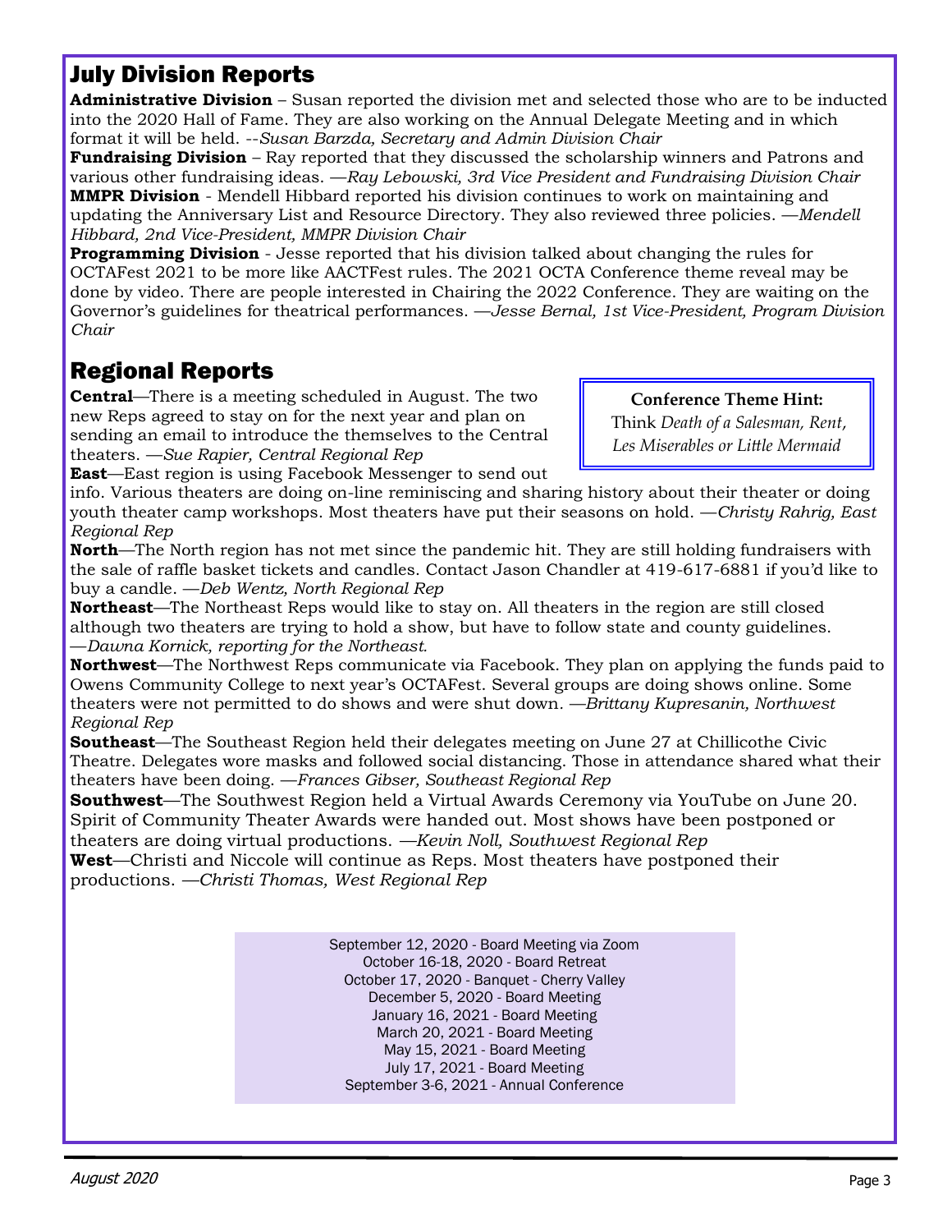## July Division Reports

**Administrative Division** – Susan reported the division met and selected those who are to be inducted into the 2020 Hall of Fame. They are also working on the Annual Delegate Meeting and in which format it will be held. --*Susan Barzda, Secretary and Admin Division Chair*

**Fundraising Division** – Ray reported that they discussed the scholarship winners and Patrons and various other fundraising ideas. —*Ray Lebowski, 3rd Vice President and Fundraising Division Chair*

**MMPR Division** - Mendell Hibbard reported his division continues to work on maintaining and updating the Anniversary List and Resource Directory. They also reviewed three policies. —*Mendell Hibbard, 2nd Vice-President, MMPR Division Chair*

**Programming Division** - Jesse reported that his division talked about changing the rules for OCTAFest 2021 to be more like AACTFest rules. The 2021 OCTA Conference theme reveal may be done by video. There are people interested in Chairing the 2022 Conference. They are waiting on the Governor's guidelines for theatrical performances. —*Jesse Bernal, 1st Vice-President, Program Division Chair*

## Regional Reports

**Central**—There is a meeting scheduled in August. The two new Reps agreed to stay on for the next year and plan on sending an email to introduce the themselves to the Central theaters. —*Sue Rapier, Central Regional Rep*

**East**—East region is using Facebook Messenger to send out info. Various theaters are doing on-line reminiscing and sharing history about their theater or doing youth theater camp workshops. Most theaters have put their seasons on hold. —*Christy Rahrig, East Regional Rep*

**North**—The North region has not met since the pandemic hit. They are still holding fundraisers with the sale of raffle basket tickets and candles. Contact Jason Chandler at 419-617-6881 if you'd like to buy a candle. —*Deb Wentz, North Regional Rep*

**Northeast**—The Northeast Reps would like to stay on. All theaters in the region are still closed although two theaters are trying to hold a show, but have to follow state and county guidelines. —*Dawna Kornick, reporting for the Northeast.*

**Northwest**—The Northwest Reps communicate via Facebook. They plan on applying the funds paid to Owens Community College to next year's OCTAFest. Several groups are doing shows online. Some theaters were not permitted to do shows and were shut down. —*Brittany Kupresanin, Northwest Regional Rep*

**Southeast**—The Southeast Region held their delegates meeting on June 27 at Chillicothe Civic Theatre. Delegates wore masks and followed social distancing. Those in attendance shared what their theaters have been doing. —*Frances Gibser, Southeast Regional Rep*

**Southwest**—The Southwest Region held a Virtual Awards Ceremony via YouTube on June 20. Spirit of Community Theater Awards were handed out. Most shows have been postponed or theaters are doing virtual productions. —*Kevin Noll, Southwest Regional Rep*

**West**—Christi and Niccole will continue as Reps. Most theaters have postponed their productions. —*Christi Thomas, West Regional Rep*

**Conference Theme Hint:**
Think *Death of a Salesman, Rent, Les Miserables or Little Mermaid*

September 12, 2020 - Board Meeting via Zoom
October 16-18, 2020 - Board Retreat
October 17, 2020 - Banquet - Cherry Valley
December 5, 2020 - Board Meeting
January 16, 2021 - Board Meeting
March 20, 2021 - Board Meeting
May 15, 2021 - Board Meeting
July 17, 2021 - Board Meeting
September 3-6, 2021 - Annual Conference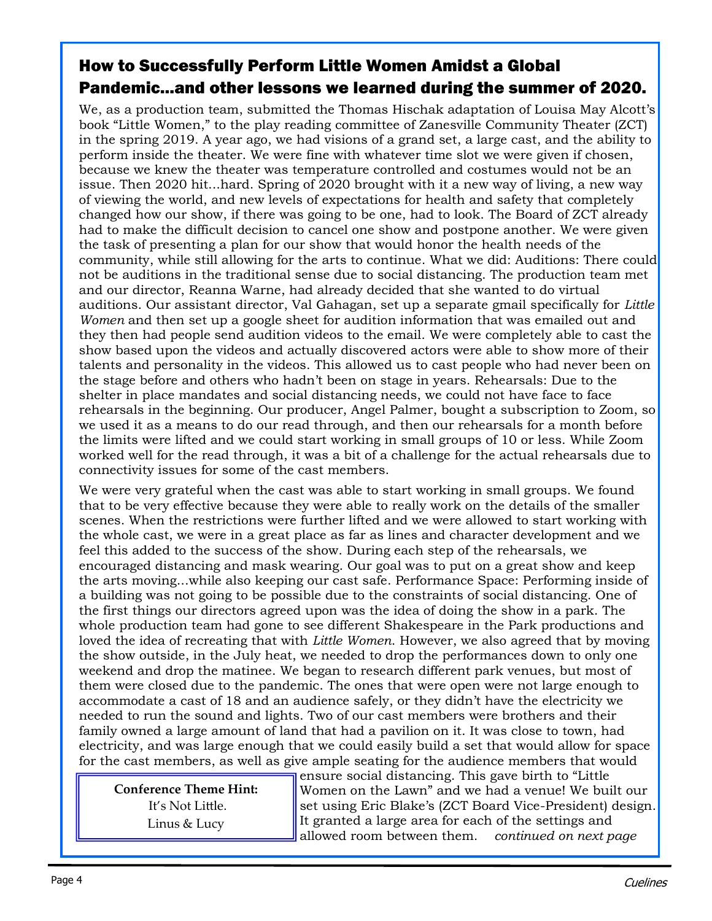## How to Successfully Perform Little Women Amidst a Global Pandemic...and other lessons we learned during the summer of 2020.

We, as a production team, submitted the Thomas Hischak adaptation of Louisa May Alcott's book "Little Women," to the play reading committee of Zanesville Community Theater (ZCT) in the spring 2019. A year ago, we had visions of a grand set, a large cast, and the ability to perform inside the theater. We were fine with whatever time slot we were given if chosen, because we knew the theater was temperature controlled and costumes would not be an issue. Then 2020 hit...hard. Spring of 2020 brought with it a new way of living, a new way of viewing the world, and new levels of expectations for health and safety that completely changed how our show, if there was going to be one, had to look. The Board of ZCT already had to make the difficult decision to cancel one show and postpone another. We were given the task of presenting a plan for our show that would honor the health needs of the community, while still allowing for the arts to continue. What we did: Auditions: There could not be auditions in the traditional sense due to social distancing. The production team met and our director, Reanna Warne, had already decided that she wanted to do virtual auditions. Our assistant director, Val Gahagan, set up a separate gmail specifically for *Little Women* and then set up a google sheet for audition information that was emailed out and they then had people send audition videos to the email. We were completely able to cast the show based upon the videos and actually discovered actors were able to show more of their talents and personality in the videos. This allowed us to cast people who had never been on the stage before and others who hadn't been on stage in years. Rehearsals: Due to the shelter in place mandates and social distancing needs, we could not have face to face rehearsals in the beginning. Our producer, Angel Palmer, bought a subscription to Zoom, so we used it as a means to do our read through, and then our rehearsals for a month before the limits were lifted and we could start working in small groups of 10 or less. While Zoom worked well for the read through, it was a bit of a challenge for the actual rehearsals due to connectivity issues for some of the cast members.

We were very grateful when the cast was able to start working in small groups. We found that to be very effective because they were able to really work on the details of the smaller scenes. When the restrictions were further lifted and we were allowed to start working with the whole cast, we were in a great place as far as lines and character development and we feel this added to the success of the show. During each step of the rehearsals, we encouraged distancing and mask wearing. Our goal was to put on a great show and keep the arts moving...while also keeping our cast safe. Performance Space: Performing inside of a building was not going to be possible due to the constraints of social distancing. One of the first things our directors agreed upon was the idea of doing the show in a park. The whole production team had gone to see different Shakespeare in the Park productions and loved the idea of recreating that with *Little Women*. However, we also agreed that by moving the show outside, in the July heat, we needed to drop the performances down to only one weekend and drop the matinee. We began to research different park venues, but most of them were closed due to the pandemic. The ones that were open were not large enough to accommodate a cast of 18 and an audience safely, or they didn't have the electricity we needed to run the sound and lights. Two of our cast members were brothers and their family owned a large amount of land that had a pavilion on it. It was close to town, had electricity, and was large enough that we could easily build a set that would allow for space for the cast members, as well as give ample seating for the audience members that would ensure social distancing. This gave birth to "Little Women on the Lawn" and we had a venue! We built our set using Eric Blake's (ZCT Board Vice-President) design. It granted a large area for each of the settings and allowed room between them. *continued on next page*

**Conference Theme Hint:**
It's Not Little.
Linus & Lucy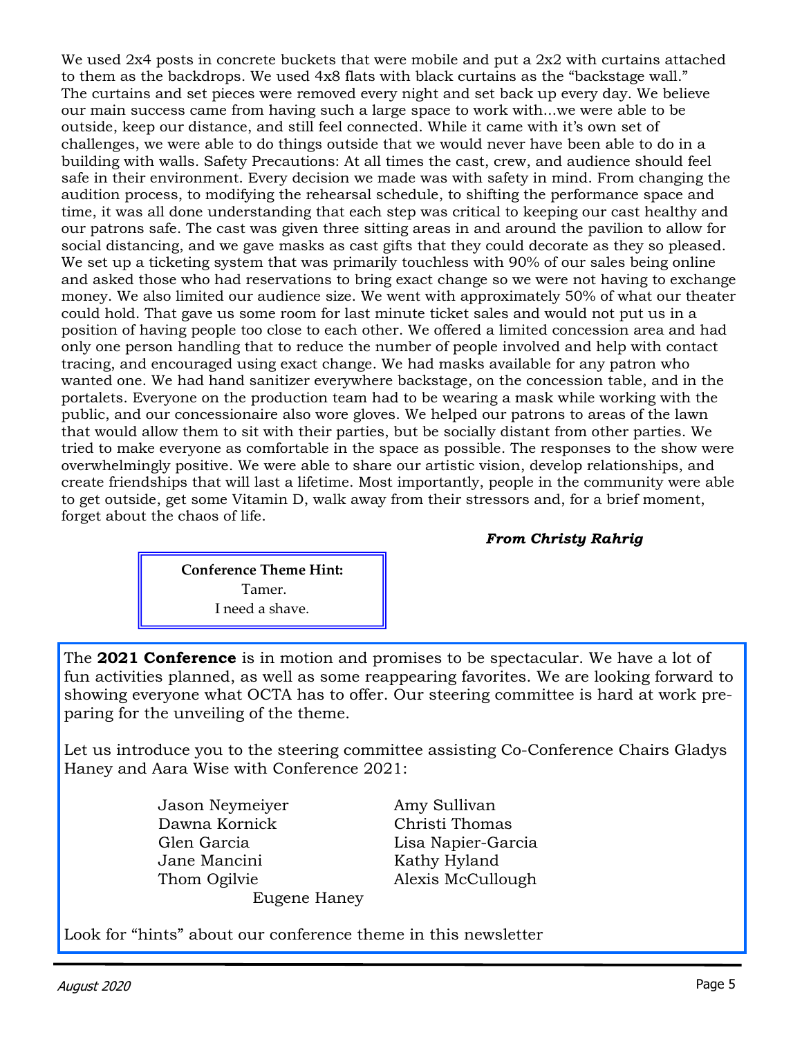We used 2x4 posts in concrete buckets that were mobile and put a 2x2 with curtains attached to them as the backdrops. We used 4x8 flats with black curtains as the "backstage wall." The curtains and set pieces were removed every night and set back up every day. We believe our main success came from having such a large space to work with…we were able to be outside, keep our distance, and still feel connected. While it came with it's own set of challenges, we were able to do things outside that we would never have been able to do in a building with walls. Safety Precautions: At all times the cast, crew, and audience should feel safe in their environment. Every decision we made was with safety in mind. From changing the audition process, to modifying the rehearsal schedule, to shifting the performance space and time, it was all done understanding that each step was critical to keeping our cast healthy and our patrons safe. The cast was given three sitting areas in and around the pavilion to allow for social distancing, and we gave masks as cast gifts that they could decorate as they so pleased. We set up a ticketing system that was primarily touchless with 90% of our sales being online and asked those who had reservations to bring exact change so we were not having to exchange money. We also limited our audience size. We went with approximately 50% of what our theater could hold. That gave us some room for last minute ticket sales and would not put us in a position of having people too close to each other. We offered a limited concession area and had only one person handling that to reduce the number of people involved and help with contact tracing, and encouraged using exact change. We had masks available for any patron who wanted one. We had hand sanitizer everywhere backstage, on the concession table, and in the portalets. Everyone on the production team had to be wearing a mask while working with the public, and our concessionaire also wore gloves. We helped our patrons to areas of the lawn that would allow them to sit with their parties, but be socially distant from other parties. We tried to make everyone as comfortable in the space as possible. The responses to the show were overwhelmingly positive. We were able to share our artistic vision, develop relationships, and create friendships that will last a lifetime. Most importantly, people in the community were able to get outside, get some Vitamin D, walk away from their stressors and, for a brief moment, forget about the chaos of life.

***From Christy Rahrig***

**Conference Theme Hint:**
Tamer.
I need a shave.

The **2021 Conference** is in motion and promises to be spectacular. We have a lot of fun activities planned, as well as some reappearing favorites. We are looking forward to showing everyone what OCTA has to offer. Our steering committee is hard at work preparing for the unveiling of the theme.

Let us introduce you to the steering committee assisting Co-Conference Chairs Gladys Haney and Aara Wise with Conference 2021:

Jason Neymeiyer
Dawna Kornick
Glen Garcia
Jane Mancini
Thom Ogilvie
Amy Sullivan
Christi Thomas
Lisa Napier-Garcia
Kathy Hyland
Alexis McCullough
Eugene Haney

Look for "hints" about our conference theme in this newsletter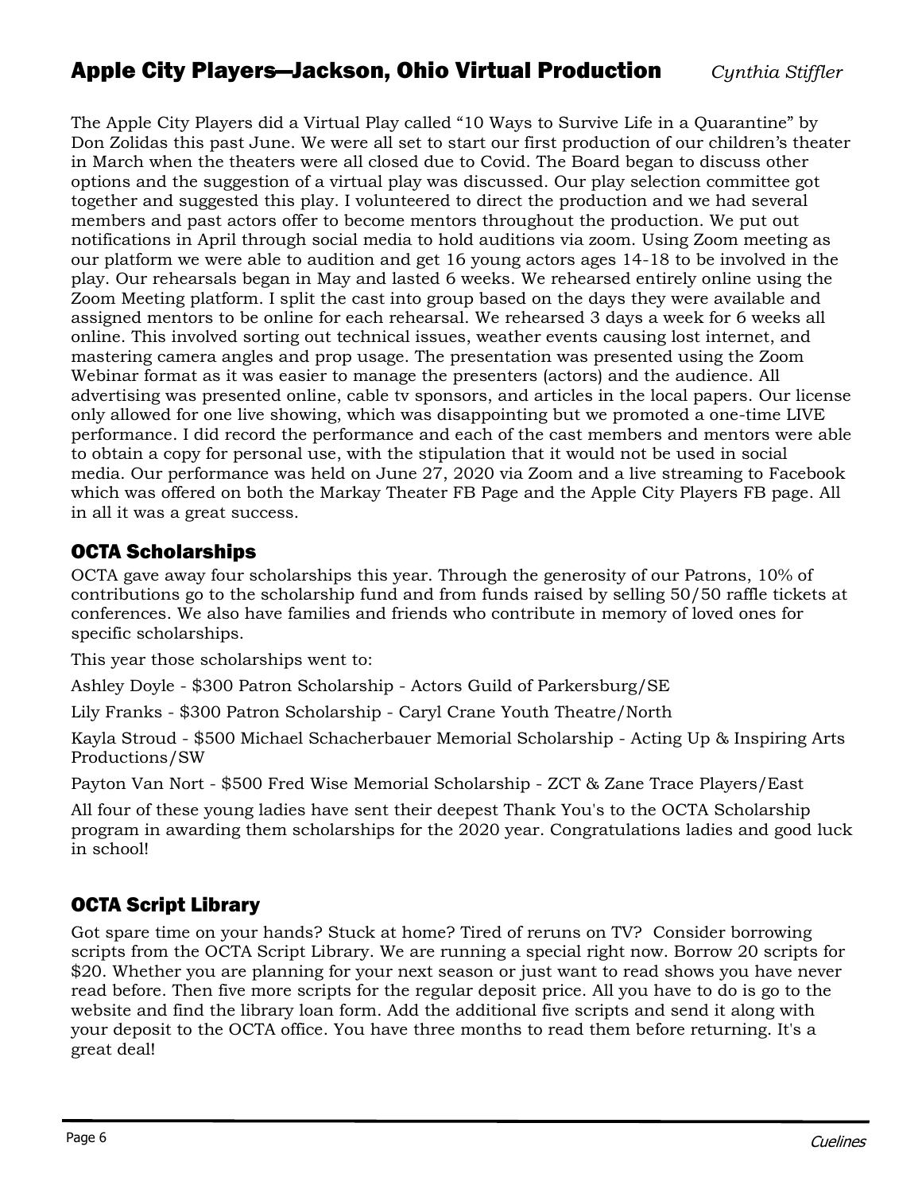## Apple City Players—Jackson, Ohio Virtual Production

*Cynthia Stiffler*

The Apple City Players did a Virtual Play called "10 Ways to Survive Life in a Quarantine" by Don Zolidas this past June. We were all set to start our first production of our children's theater in March when the theaters were all closed due to Covid. The Board began to discuss other options and the suggestion of a virtual play was discussed. Our play selection committee got together and suggested this play. I volunteered to direct the production and we had several members and past actors offer to become mentors throughout the production. We put out notifications in April through social media to hold auditions via zoom. Using Zoom meeting as our platform we were able to audition and get 16 young actors ages 14-18 to be involved in the play. Our rehearsals began in May and lasted 6 weeks. We rehearsed entirely online using the Zoom Meeting platform. I split the cast into group based on the days they were available and assigned mentors to be online for each rehearsal. We rehearsed 3 days a week for 6 weeks all online. This involved sorting out technical issues, weather events causing lost internet, and mastering camera angles and prop usage. The presentation was presented using the Zoom Webinar format as it was easier to manage the presenters (actors) and the audience. All advertising was presented online, cable tv sponsors, and articles in the local papers. Our license only allowed for one live showing, which was disappointing but we promoted a one-time LIVE performance. I did record the performance and each of the cast members and mentors were able to obtain a copy for personal use, with the stipulation that it would not be used in social media. Our performance was held on June 27, 2020 via Zoom and a live streaming to Facebook which was offered on both the Markay Theater FB Page and the Apple City Players FB page. All in all it was a great success.

## OCTA Scholarships

OCTA gave away four scholarships this year. Through the generosity of our Patrons, 10% of contributions go to the scholarship fund and from funds raised by selling 50/50 raffle tickets at conferences. We also have families and friends who contribute in memory of loved ones for specific scholarships.

This year those scholarships went to:

Ashley Doyle - $300 Patron Scholarship - Actors Guild of Parkersburg/SE

Lily Franks - $300 Patron Scholarship - Caryl Crane Youth Theatre/North

Kayla Stroud - $500 Michael Schacherbauer Memorial Scholarship - Acting Up & Inspiring Arts Productions/SW

Payton Van Nort - $500 Fred Wise Memorial Scholarship - ZCT & Zane Trace Players/East

All four of these young ladies have sent their deepest Thank You's to the OCTA Scholarship program in awarding them scholarships for the 2020 year. Congratulations ladies and good luck in school!

## OCTA Script Library

Got spare time on your hands? Stuck at home? Tired of reruns on TV? Consider borrowing scripts from the OCTA Script Library. We are running a special right now. Borrow 20 scripts for $20. Whether you are planning for your next season or just want to read shows you have never read before. Then five more scripts for the regular deposit price. All you have to do is go to the website and find the library loan form. Add the additional five scripts and send it along with your deposit to the OCTA office. You have three months to read them before returning. It's a great deal!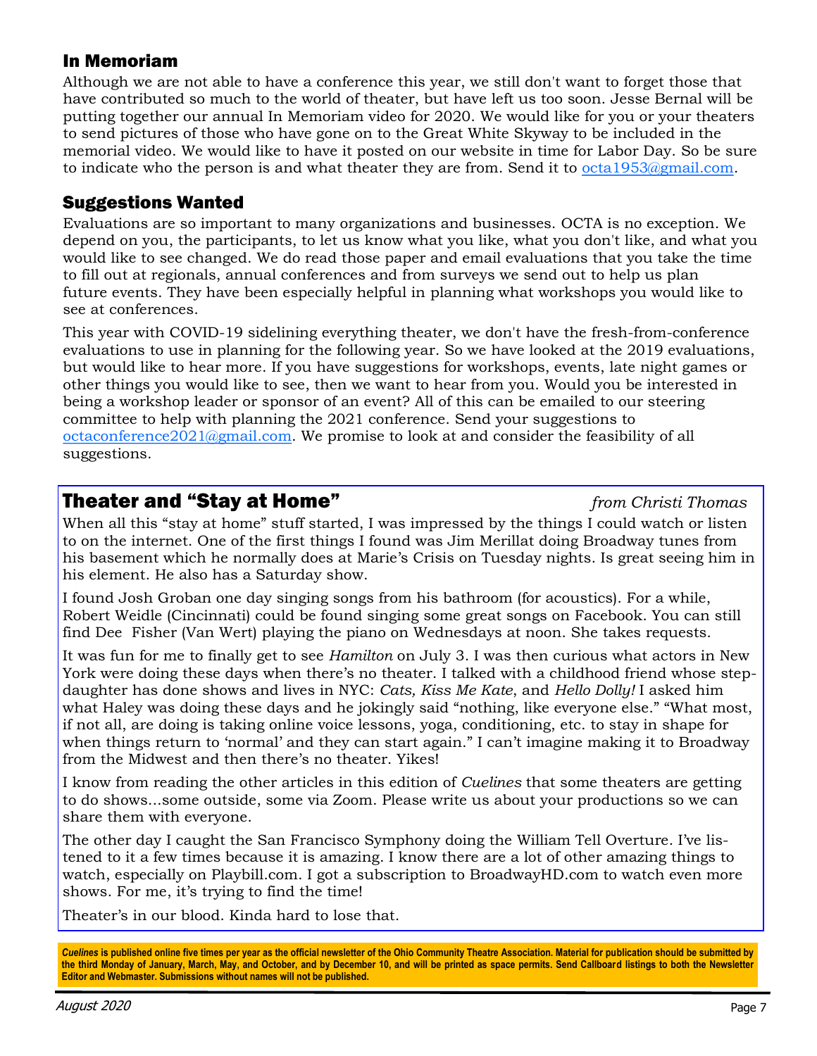## In Memoriam

Although we are not able to have a conference this year, we still don't want to forget those that have contributed so much to the world of theater, but have left us too soon. Jesse Bernal will be putting together our annual In Memoriam video for 2020. We would like for you or your theaters to send pictures of those who have gone on to the Great White Skyway to be included in the memorial video. We would like to have it posted on our website in time for Labor Day. So be sure to indicate who the person is and what theater they are from. Send it to octa1953@gmail.com.

## Suggestions Wanted

Evaluations are so important to many organizations and businesses. OCTA is no exception. We depend on you, the participants, to let us know what you like, what you don't like, and what you would like to see changed. We do read those paper and email evaluations that you take the time to fill out at regionals, annual conferences and from surveys we send out to help us plan future events. They have been especially helpful in planning what workshops you would like to see at conferences.

This year with COVID-19 sidelining everything theater, we don't have the fresh-from-conference evaluations to use in planning for the following year. So we have looked at the 2019 evaluations, but would like to hear more. If you have suggestions for workshops, events, late night games or other things you would like to see, then we want to hear from you. Would you be interested in being a workshop leader or sponsor of an event? All of this can be emailed to our steering committee to help with planning the 2021 conference. Send your suggestions to octaconference2021@gmail.com. We promise to look at and consider the feasibility of all suggestions.

## Theater and "Stay at Home"

*from Christi Thomas*

When all this "stay at home" stuff started, I was impressed by the things I could watch or listen to on the internet. One of the first things I found was Jim Merillat doing Broadway tunes from his basement which he normally does at Marie's Crisis on Tuesday nights. Is great seeing him in his element. He also has a Saturday show.

I found Josh Groban one day singing songs from his bathroom (for acoustics). For a while, Robert Weidle (Cincinnati) could be found singing some great songs on Facebook. You can still find Dee Fisher (Van Wert) playing the piano on Wednesdays at noon. She takes requests.

It was fun for me to finally get to see *Hamilton* on July 3. I was then curious what actors in New York were doing these days when there's no theater. I talked with a childhood friend whose step-daughter has done shows and lives in NYC: *Cats, Kiss Me Kate*, and *Hello Dolly!* I asked him what Haley was doing these days and he jokingly said "nothing, like everyone else." "What most, if not all, are doing is taking online voice lessons, yoga, conditioning, etc. to stay in shape for when things return to 'normal' and they can start again." I can't imagine making it to Broadway from the Midwest and then there's no theater. Yikes!

I know from reading the other articles in this edition of *Cuelines* that some theaters are getting to do shows...some outside, some via Zoom. Please write us about your productions so we can share them with everyone.

The other day I caught the San Francisco Symphony doing the William Tell Overture. I've listened to it a few times because it is amazing. I know there are a lot of other amazing things to watch, especially on Playbill.com. I got a subscription to BroadwayHD.com to watch even more shows. For me, it's trying to find the time!

Theater's in our blood. Kinda hard to lose that.

***Cuelines*** **is published online five times per year as the official newsletter of the Ohio Community Theatre Association. Material for publication should be submitted by the third Monday of January, March, May, and October, and by December 10, and will be printed as space permits. Send Callboard listings to both the Newsletter Editor and Webmaster. Submissions without names will not be published.**